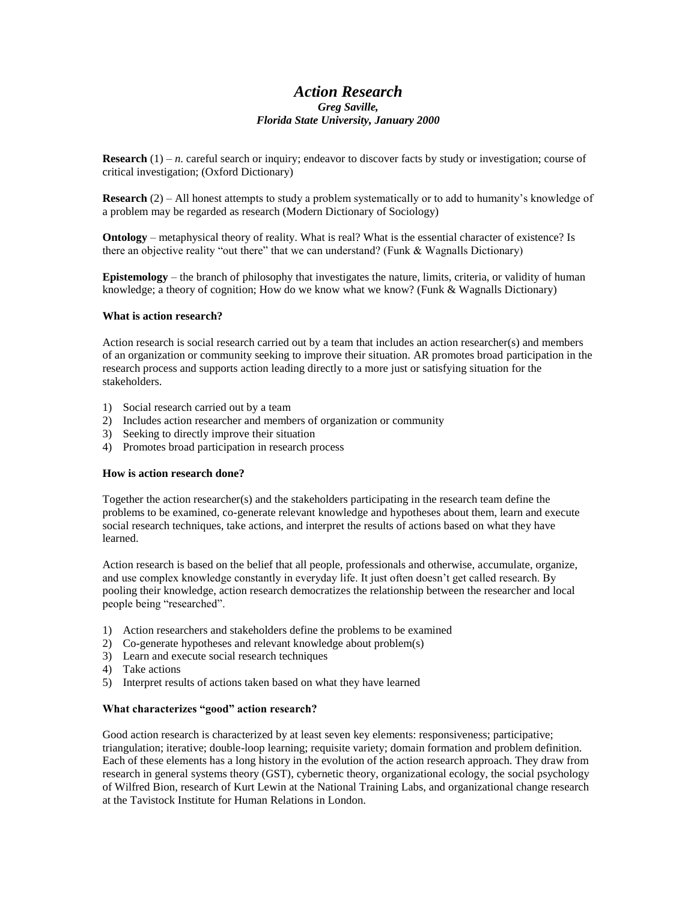# *Action Research*

***Greg Saville,***
***Florida State University, January 2000***

**Research** (1) – *n.* careful search or inquiry; endeavor to discover facts by study or investigation; course of critical investigation; (Oxford Dictionary)

**Research** (2) – All honest attempts to study a problem systematically or to add to humanity's knowledge of a problem may be regarded as research (Modern Dictionary of Sociology)

**Ontology** – metaphysical theory of reality. What is real? What is the essential character of existence? Is there an objective reality "out there" that we can understand? (Funk & Wagnalls Dictionary)

**Epistemology** – the branch of philosophy that investigates the nature, limits, criteria, or validity of human knowledge; a theory of cognition; How do we know what we know? (Funk & Wagnalls Dictionary)

### What is action research?

Action research is social research carried out by a team that includes an action researcher(s) and members of an organization or community seeking to improve their situation. AR promotes broad participation in the research process and supports action leading directly to a more just or satisfying situation for the stakeholders.

1) Social research carried out by a team
2) Includes action researcher and members of organization or community
3) Seeking to directly improve their situation
4) Promotes broad participation in research process

### How is action research done?

Together the action researcher(s) and the stakeholders participating in the research team define the problems to be examined, co-generate relevant knowledge and hypotheses about them, learn and execute social research techniques, take actions, and interpret the results of actions based on what they have learned.

Action research is based on the belief that all people, professionals and otherwise, accumulate, organize, and use complex knowledge constantly in everyday life. It just often doesn't get called research. By pooling their knowledge, action research democratizes the relationship between the researcher and local people being "researched".

1) Action researchers and stakeholders define the problems to be examined
2) Co-generate hypotheses and relevant knowledge about problem(s)
3) Learn and execute social research techniques
4) Take actions
5) Interpret results of actions taken based on what they have learned

### What characterizes "good" action research?

Good action research is characterized by at least seven key elements: responsiveness; participative; triangulation; iterative; double-loop learning; requisite variety; domain formation and problem definition. Each of these elements has a long history in the evolution of the action research approach. They draw from research in general systems theory (GST), cybernetic theory, organizational ecology, the social psychology of Wilfred Bion, research of Kurt Lewin at the National Training Labs, and organizational change research at the Tavistock Institute for Human Relations in London.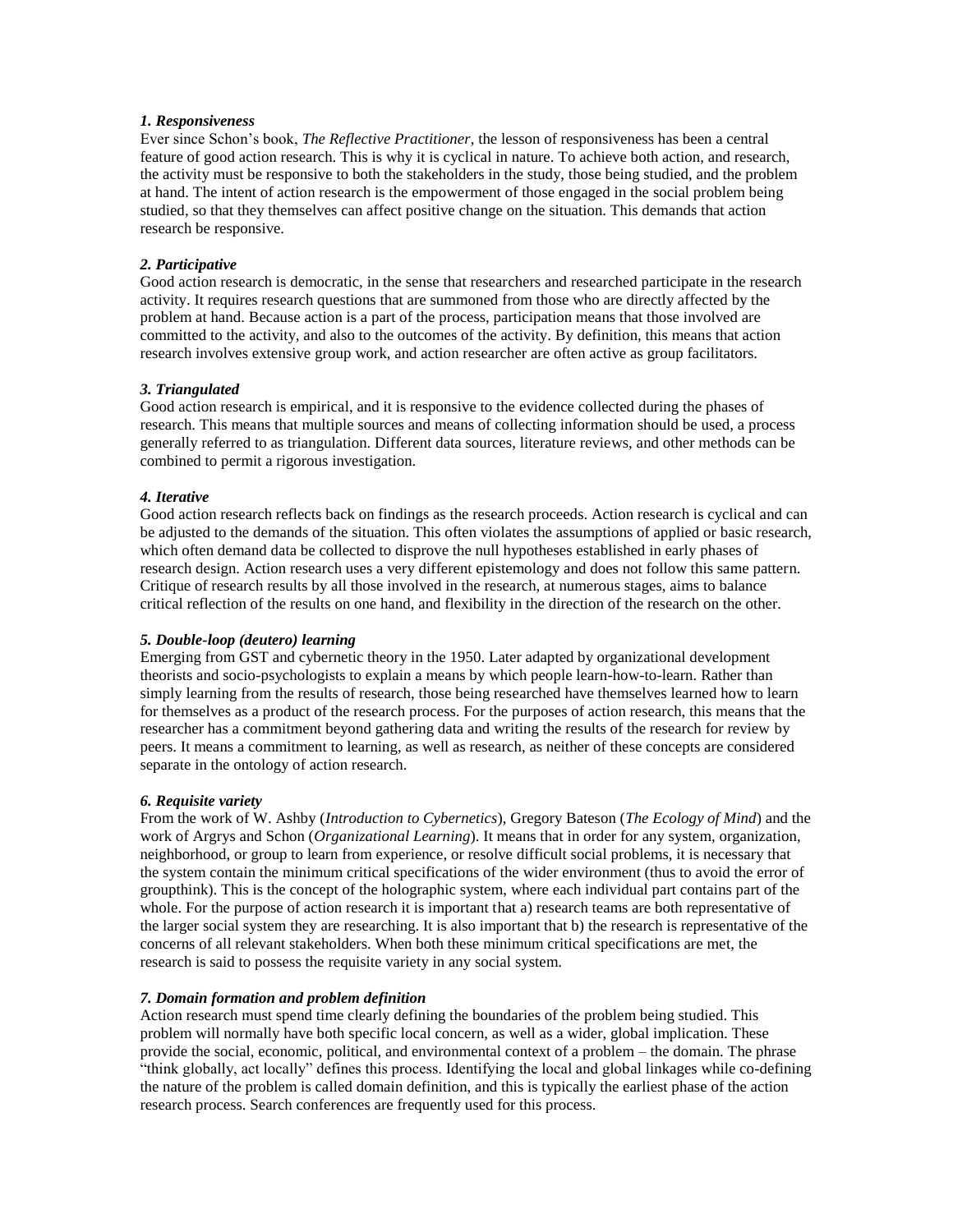***1. Responsiveness***

Ever since Schon's book, *The Reflective Practitioner*, the lesson of responsiveness has been a central feature of good action research. This is why it is cyclical in nature. To achieve both action, and research, the activity must be responsive to both the stakeholders in the study, those being studied, and the problem at hand. The intent of action research is the empowerment of those engaged in the social problem being studied, so that they themselves can affect positive change on the situation. This demands that action research be responsive.

***2. Participative***

Good action research is democratic, in the sense that researchers and researched participate in the research activity. It requires research questions that are summoned from those who are directly affected by the problem at hand. Because action is a part of the process, participation means that those involved are committed to the activity, and also to the outcomes of the activity. By definition, this means that action research involves extensive group work, and action researcher are often active as group facilitators.

***3. Triangulated***

Good action research is empirical, and it is responsive to the evidence collected during the phases of research. This means that multiple sources and means of collecting information should be used, a process generally referred to as triangulation. Different data sources, literature reviews, and other methods can be combined to permit a rigorous investigation.

***4. Iterative***

Good action research reflects back on findings as the research proceeds. Action research is cyclical and can be adjusted to the demands of the situation. This often violates the assumptions of applied or basic research, which often demand data be collected to disprove the null hypotheses established in early phases of research design. Action research uses a very different epistemology and does not follow this same pattern. Critique of research results by all those involved in the research, at numerous stages, aims to balance critical reflection of the results on one hand, and flexibility in the direction of the research on the other.

***5. Double-loop (deutero) learning***

Emerging from GST and cybernetic theory in the 1950. Later adapted by organizational development theorists and socio-psychologists to explain a means by which people learn-how-to-learn. Rather than simply learning from the results of research, those being researched have themselves learned how to learn for themselves as a product of the research process. For the purposes of action research, this means that the researcher has a commitment beyond gathering data and writing the results of the research for review by peers. It means a commitment to learning, as well as research, as neither of these concepts are considered separate in the ontology of action research.

***6. Requisite variety***

From the work of W. Ashby (*Introduction to Cybernetics*), Gregory Bateson (*The Ecology of Mind*) and the work of Argrys and Schon (*Organizational Learning*). It means that in order for any system, organization, neighborhood, or group to learn from experience, or resolve difficult social problems, it is necessary that the system contain the minimum critical specifications of the wider environment (thus to avoid the error of groupthink). This is the concept of the holographic system, where each individual part contains part of the whole. For the purpose of action research it is important that a) research teams are both representative of the larger social system they are researching. It is also important that b) the research is representative of the concerns of all relevant stakeholders. When both these minimum critical specifications are met, the research is said to possess the requisite variety in any social system.

***7. Domain formation and problem definition***

Action research must spend time clearly defining the boundaries of the problem being studied. This problem will normally have both specific local concern, as well as a wider, global implication. These provide the social, economic, political, and environmental context of a problem – the domain. The phrase "think globally, act locally" defines this process. Identifying the local and global linkages while co-defining the nature of the problem is called domain definition, and this is typically the earliest phase of the action research process. Search conferences are frequently used for this process.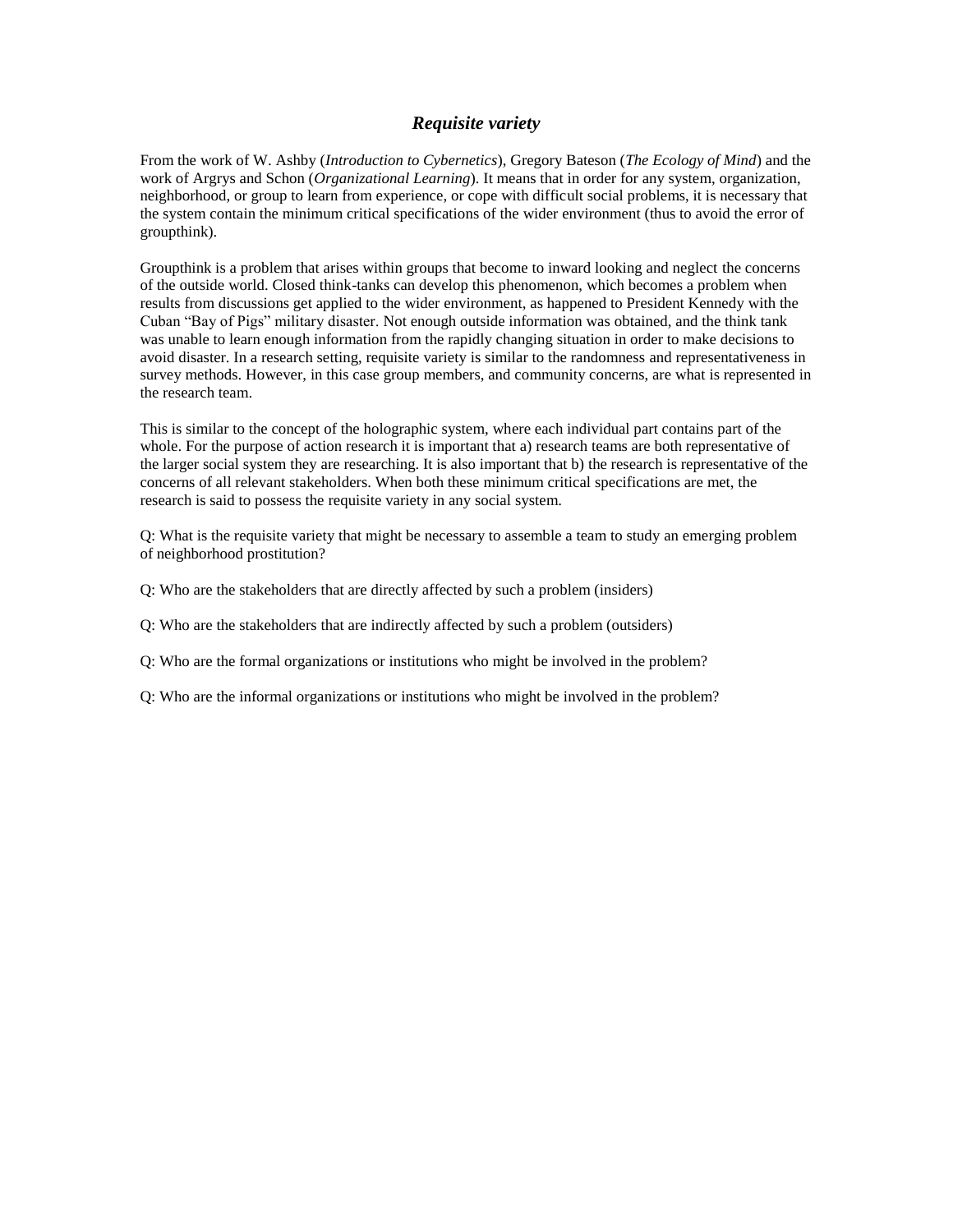## ***Requisite variety***

From the work of W. Ashby (*Introduction to Cybernetics*), Gregory Bateson (*The Ecology of Mind*) and the work of Argrys and Schon (*Organizational Learning*). It means that in order for any system, organization, neighborhood, or group to learn from experience, or cope with difficult social problems, it is necessary that the system contain the minimum critical specifications of the wider environment (thus to avoid the error of groupthink).

Groupthink is a problem that arises within groups that become to inward looking and neglect the concerns of the outside world. Closed think-tanks can develop this phenomenon, which becomes a problem when results from discussions get applied to the wider environment, as happened to President Kennedy with the Cuban "Bay of Pigs" military disaster. Not enough outside information was obtained, and the think tank was unable to learn enough information from the rapidly changing situation in order to make decisions to avoid disaster. In a research setting, requisite variety is similar to the randomness and representativeness in survey methods. However, in this case group members, and community concerns, are what is represented in the research team.

This is similar to the concept of the holographic system, where each individual part contains part of the whole. For the purpose of action research it is important that a) research teams are both representative of the larger social system they are researching. It is also important that b) the research is representative of the concerns of all relevant stakeholders. When both these minimum critical specifications are met, the research is said to possess the requisite variety in any social system.

Q: What is the requisite variety that might be necessary to assemble a team to study an emerging problem of neighborhood prostitution?

Q: Who are the stakeholders that are directly affected by such a problem (insiders)

Q: Who are the stakeholders that are indirectly affected by such a problem (outsiders)

Q: Who are the formal organizations or institutions who might be involved in the problem?

Q: Who are the informal organizations or institutions who might be involved in the problem?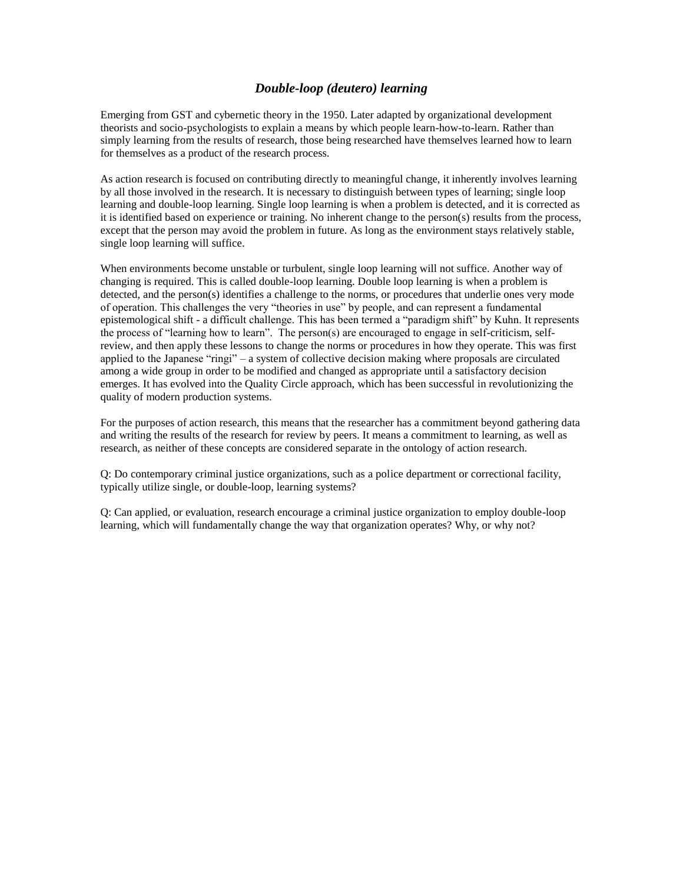## ***Double-loop (deutero) learning***

Emerging from GST and cybernetic theory in the 1950. Later adapted by organizational development theorists and socio-psychologists to explain a means by which people learn-how-to-learn. Rather than simply learning from the results of research, those being researched have themselves learned how to learn for themselves as a product of the research process.

As action research is focused on contributing directly to meaningful change, it inherently involves learning by all those involved in the research. It is necessary to distinguish between types of learning; single loop learning and double-loop learning. Single loop learning is when a problem is detected, and it is corrected as it is identified based on experience or training. No inherent change to the person(s) results from the process, except that the person may avoid the problem in future. As long as the environment stays relatively stable, single loop learning will suffice.

When environments become unstable or turbulent, single loop learning will not suffice. Another way of changing is required. This is called double-loop learning. Double loop learning is when a problem is detected, and the person(s) identifies a challenge to the norms, or procedures that underlie ones very mode of operation. This challenges the very "theories in use" by people, and can represent a fundamental epistemological shift - a difficult challenge. This has been termed a "paradigm shift" by Kuhn. It represents the process of "learning how to learn". The person(s) are encouraged to engage in self-criticism, self-review, and then apply these lessons to change the norms or procedures in how they operate. This was first applied to the Japanese "ringi" – a system of collective decision making where proposals are circulated among a wide group in order to be modified and changed as appropriate until a satisfactory decision emerges. It has evolved into the Quality Circle approach, which has been successful in revolutionizing the quality of modern production systems.

For the purposes of action research, this means that the researcher has a commitment beyond gathering data and writing the results of the research for review by peers. It means a commitment to learning, as well as research, as neither of these concepts are considered separate in the ontology of action research.

Q: Do contemporary criminal justice organizations, such as a police department or correctional facility, typically utilize single, or double-loop, learning systems?

Q: Can applied, or evaluation, research encourage a criminal justice organization to employ double-loop learning, which will fundamentally change the way that organization operates? Why, or why not?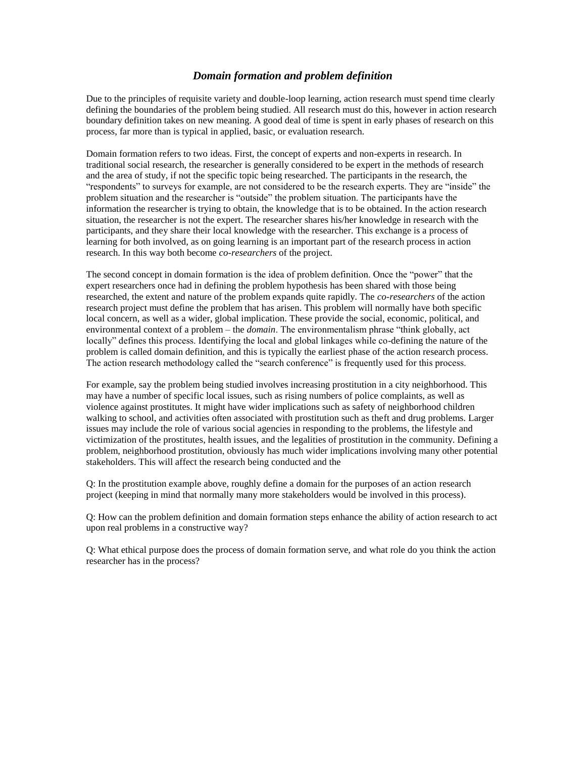## *Domain formation and problem definition*

Due to the principles of requisite variety and double-loop learning, action research must spend time clearly defining the boundaries of the problem being studied. All research must do this, however in action research boundary definition takes on new meaning. A good deal of time is spent in early phases of research on this process, far more than is typical in applied, basic, or evaluation research.

Domain formation refers to two ideas. First, the concept of experts and non-experts in research. In traditional social research, the researcher is generally considered to be expert in the methods of research and the area of study, if not the specific topic being researched. The participants in the research, the "respondents" to surveys for example, are not considered to be the research experts. They are "inside" the problem situation and the researcher is "outside" the problem situation. The participants have the information the researcher is trying to obtain, the knowledge that is to be obtained. In the action research situation, the researcher is not the expert. The researcher shares his/her knowledge in research with the participants, and they share their local knowledge with the researcher. This exchange is a process of learning for both involved, as on going learning is an important part of the research process in action research. In this way both become *co-researchers* of the project.

The second concept in domain formation is the idea of problem definition. Once the "power" that the expert researchers once had in defining the problem hypothesis has been shared with those being researched, the extent and nature of the problem expands quite rapidly. The *co-researchers* of the action research project must define the problem that has arisen. This problem will normally have both specific local concern, as well as a wider, global implication. These provide the social, economic, political, and environmental context of a problem – the *domain*. The environmentalism phrase "think globally, act locally" defines this process. Identifying the local and global linkages while co-defining the nature of the problem is called domain definition, and this is typically the earliest phase of the action research process. The action research methodology called the "search conference" is frequently used for this process.

For example, say the problem being studied involves increasing prostitution in a city neighborhood. This may have a number of specific local issues, such as rising numbers of police complaints, as well as violence against prostitutes. It might have wider implications such as safety of neighborhood children walking to school, and activities often associated with prostitution such as theft and drug problems. Larger issues may include the role of various social agencies in responding to the problems, the lifestyle and victimization of the prostitutes, health issues, and the legalities of prostitution in the community. Defining a problem, neighborhood prostitution, obviously has much wider implications involving many other potential stakeholders. This will affect the research being conducted and the

Q: In the prostitution example above, roughly define a domain for the purposes of an action research project (keeping in mind that normally many more stakeholders would be involved in this process).

Q: How can the problem definition and domain formation steps enhance the ability of action research to act upon real problems in a constructive way?

Q: What ethical purpose does the process of domain formation serve, and what role do you think the action researcher has in the process?